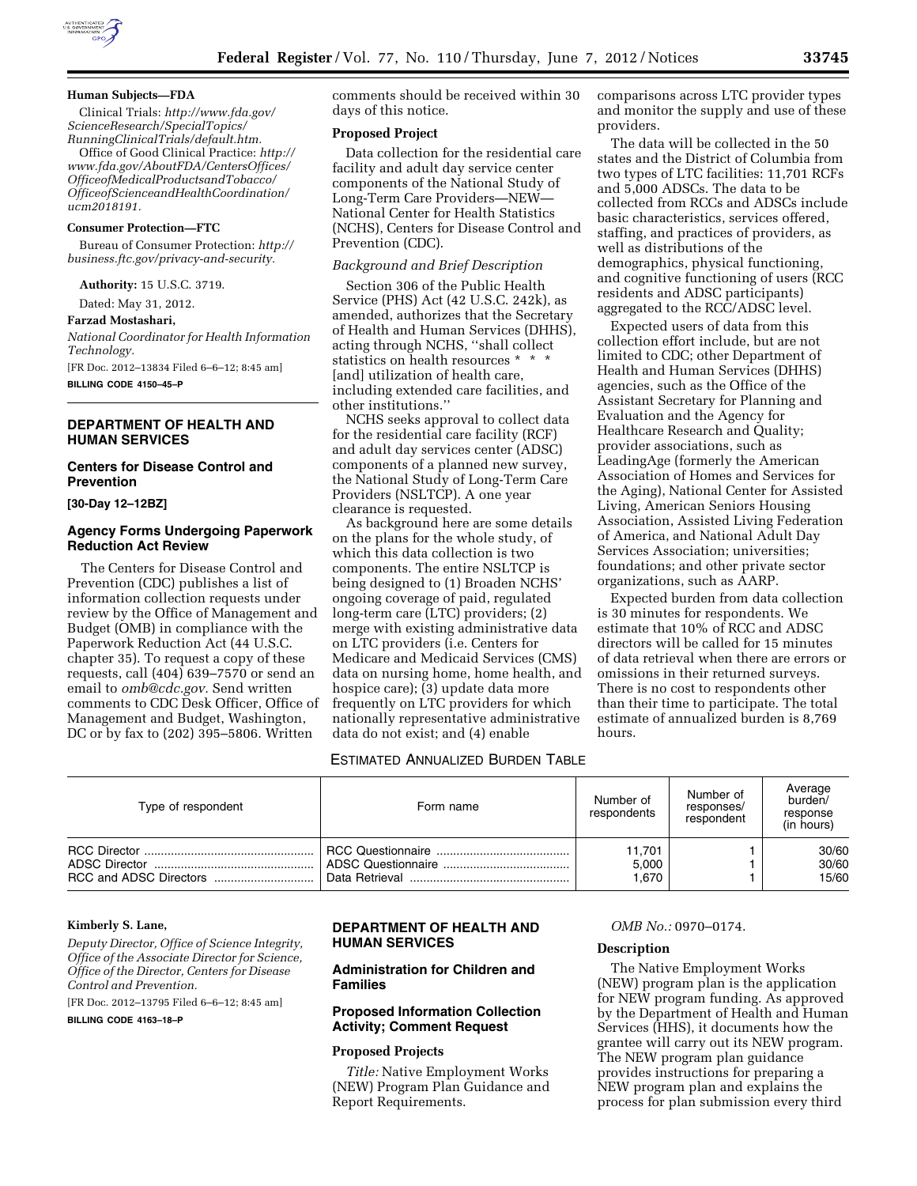**Human Subjects—FDA**

Clinical Trials: *http://www.fda.gov/ScienceResearch/SpecialTopics/RunningClinicalTrials/default.htm.*

Office of Good Clinical Practice: *http://www.fda.gov/AboutFDA/CentersOffices/OfficeofMedicalProductsandTobacco/OfficeofScienceandHealthCoordination/ucm2018191.*

**Consumer Protection—FTC**

Bureau of Consumer Protection: *http://business.ftc.gov/privacy-and-security.*

**Authority:** 15 U.S.C. 3719.

Dated: May 31, 2012.

**Farzad Mostashari,**

*National Coordinator for Health Information Technology.*

[FR Doc. 2012–13834 Filed 6–6–12; 8:45 am]

**BILLING CODE 4150–45–P**

## DEPARTMENT OF HEALTH AND HUMAN SERVICES

### Centers for Disease Control and Prevention

**[30-Day 12–12BZ]**

### Agency Forms Undergoing Paperwork Reduction Act Review

The Centers for Disease Control and Prevention (CDC) publishes a list of information collection requests under review by the Office of Management and Budget (OMB) in compliance with the Paperwork Reduction Act (44 U.S.C. chapter 35). To request a copy of these requests, call (404) 639–7570 or send an email to *omb@cdc.gov.* Send written comments to CDC Desk Officer, Office of Management and Budget, Washington, DC or by fax to (202) 395–5806. Written comments should be received within 30 days of this notice.

**Proposed Project**

Data collection for the residential care facility and adult day service center components of the National Study of Long-Term Care Providers—NEW—National Center for Health Statistics (NCHS), Centers for Disease Control and Prevention (CDC).

*Background and Brief Description*

Section 306 of the Public Health Service (PHS) Act (42 U.S.C. 242k), as amended, authorizes that the Secretary of Health and Human Services (DHHS), acting through NCHS, ''shall collect statistics on health resources * * * [and] utilization of health care, including extended care facilities, and other institutions.''

NCHS seeks approval to collect data for the residential care facility (RCF) and adult day services center (ADSC) components of a planned new survey, the National Study of Long-Term Care Providers (NSLTCP). A one year clearance is requested.

As background here are some details on the plans for the whole study, of which this data collection is two components. The entire NSLTCP is being designed to (1) Broaden NCHS' ongoing coverage of paid, regulated long-term care (LTC) providers; (2) merge with existing administrative data on LTC providers (i.e. Centers for Medicare and Medicaid Services (CMS) data on nursing home, home health, and hospice care); (3) update data more frequently on LTC providers for which nationally representative administrative data do not exist; and (4) enable comparisons across LTC provider types and monitor the supply and use of these providers.

The data will be collected in the 50 states and the District of Columbia from two types of LTC facilities: 11,701 RCFs and 5,000 ADSCs. The data to be collected from RCCs and ADSCs include basic characteristics, services offered, staffing, and practices of providers, as well as distributions of the demographics, physical functioning, and cognitive functioning of users (RCC residents and ADSC participants) aggregated to the RCC/ADSC level.

Expected users of data from this collection effort include, but are not limited to CDC; other Department of Health and Human Services (DHHS) agencies, such as the Office of the Assistant Secretary for Planning and Evaluation and the Agency for Healthcare Research and Quality; provider associations, such as LeadingAge (formerly the American Association of Homes and Services for the Aging), National Center for Assisted Living, American Seniors Housing Association, Assisted Living Federation of America, and National Adult Day Services Association; universities; foundations; and other private sector organizations, such as AARP.

Expected burden from data collection is 30 minutes for respondents. We estimate that 10% of RCC and ADSC directors will be called for 15 minutes of data retrieval when there are errors or omissions in their returned surveys. There is no cost to respondents other than their time to participate. The total estimate of annualized burden is 8,769 hours.

ESTIMATED ANNUALIZED BURDEN TABLE

| Type of respondent | Form name | Number of respondents | Number of responses/respondent | Average burden/response (in hours) |
|---|---|---|---|---|
| RCC Director | RCC Questionnaire | 11,701 | 1 | 30/60 |
| ADSC Director | ADSC Questionnaire | 5,000 | 1 | 30/60 |
| RCC and ADSC Directors | Data Retrieval | 1,670 | 1 | 15/60 |

**Kimberly S. Lane,**

*Deputy Director, Office of Science Integrity, Office of the Associate Director for Science, Office of the Director, Centers for Disease Control and Prevention.*

[FR Doc. 2012–13795 Filed 6–6–12; 8:45 am]

**BILLING CODE 4163–18–P**

## DEPARTMENT OF HEALTH AND HUMAN SERVICES

### Administration for Children and Families

### Proposed Information Collection Activity; Comment Request

**Proposed Projects**

*Title:* Native Employment Works (NEW) Program Plan Guidance and Report Requirements.

*OMB No.:* 0970–0174.

**Description**

The Native Employment Works (NEW) program plan is the application for NEW program funding. As approved by the Department of Health and Human Services (HHS), it documents how the grantee will carry out its NEW program. The NEW program plan guidance provides instructions for preparing a NEW program plan and explains the process for plan submission every third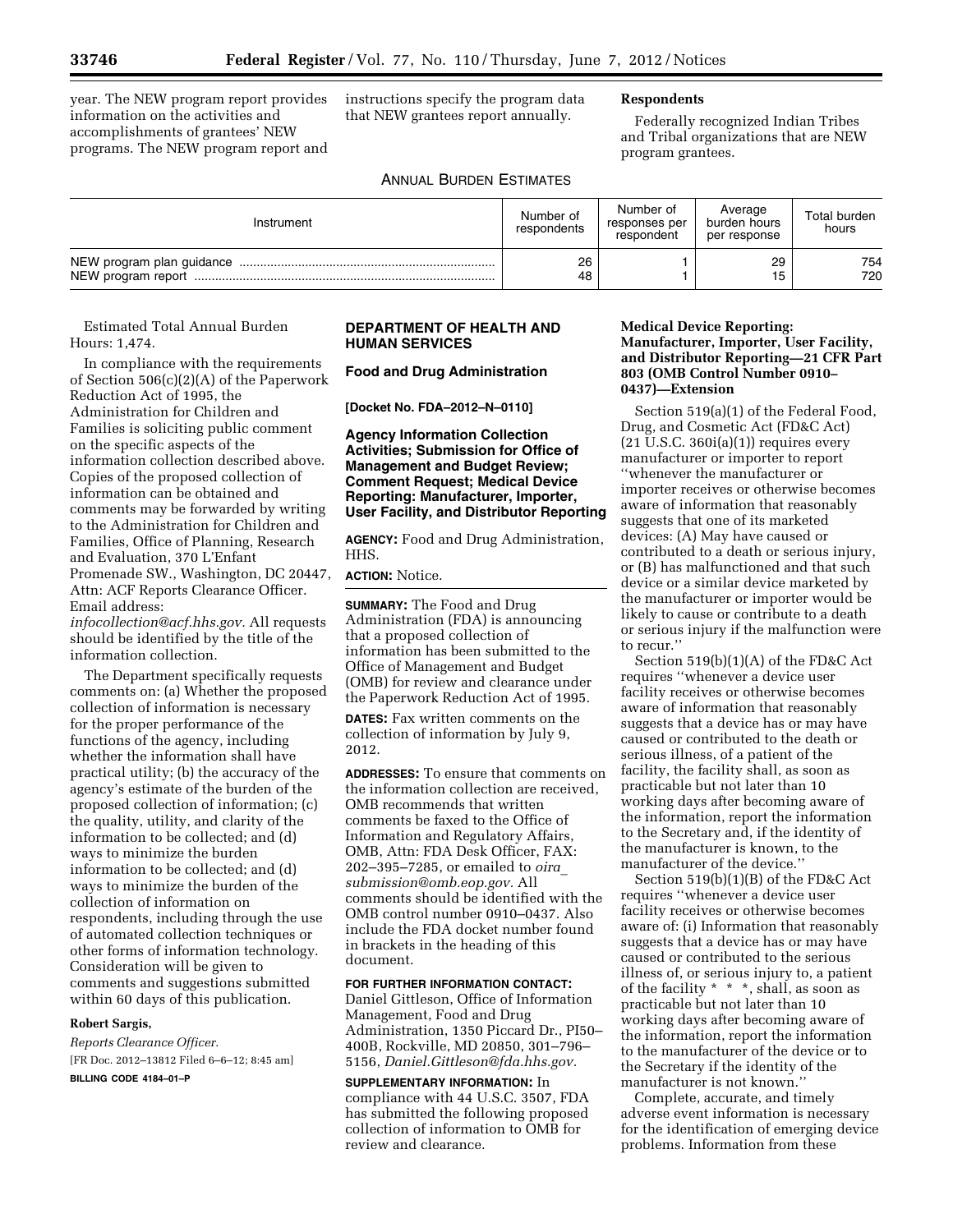year. The NEW program report provides information on the activities and accomplishments of grantees' NEW programs. The NEW program report and instructions specify the program data that NEW grantees report annually.

**Respondents**

Federally recognized Indian Tribes and Tribal organizations that are NEW program grantees.

ANNUAL BURDEN ESTIMATES

| Instrument | Number of respondents | Number of responses per respondent | Average burden hours per response | Total burden hours |
|---|---|---|---|---|
| NEW program plan guidance | 26 | 1 | 29 | 754 |
| NEW program report | 48 | 1 | 15 | 720 |

Estimated Total Annual Burden Hours: 1,474.

In compliance with the requirements of Section 506(c)(2)(A) of the Paperwork Reduction Act of 1995, the Administration for Children and Families is soliciting public comment on the specific aspects of the information collection described above. Copies of the proposed collection of information can be obtained and comments may be forwarded by writing to the Administration for Children and Families, Office of Planning, Research and Evaluation, 370 L'Enfant Promenade SW., Washington, DC 20447, Attn: ACF Reports Clearance Officer. Email address: *infocollection@acf.hhs.gov.* All requests should be identified by the title of the information collection.

The Department specifically requests comments on: (a) Whether the proposed collection of information is necessary for the proper performance of the functions of the agency, including whether the information shall have practical utility; (b) the accuracy of the agency's estimate of the burden of the proposed collection of information; (c) the quality, utility, and clarity of the information to be collected; and (d) ways to minimize the burden information to be collected; and (d) ways to minimize the burden of the collection of information on respondents, including through the use of automated collection techniques or other forms of information technology. Consideration will be given to comments and suggestions submitted within 60 days of this publication.

**Robert Sargis,**

*Reports Clearance Officer.*

[FR Doc. 2012–13812 Filed 6–6–12; 8:45 am]

**BILLING CODE 4184–01–P**

## DEPARTMENT OF HEALTH AND HUMAN SERVICES

### Food and Drug Administration

**[Docket No. FDA–2012–N–0110]**

### Agency Information Collection Activities; Submission for Office of Management and Budget Review; Comment Request; Medical Device Reporting: Manufacturer, Importer, User Facility, and Distributor Reporting

**AGENCY:** Food and Drug Administration, HHS.

**ACTION:** Notice.

**SUMMARY:** The Food and Drug Administration (FDA) is announcing that a proposed collection of information has been submitted to the Office of Management and Budget (OMB) for review and clearance under the Paperwork Reduction Act of 1995.

**DATES:** Fax written comments on the collection of information by July 9, 2012.

**ADDRESSES:** To ensure that comments on the information collection are received, OMB recommends that written comments be faxed to the Office of Information and Regulatory Affairs, OMB, Attn: FDA Desk Officer, FAX: 202–395–7285, or emailed to *oira_submission@omb.eop.gov.* All comments should be identified with the OMB control number 0910–0437. Also include the FDA docket number found in brackets in the heading of this document.

**FOR FURTHER INFORMATION CONTACT:** Daniel Gittleson, Office of Information Management, Food and Drug Administration, 1350 Piccard Dr., PI50–400B, Rockville, MD 20850, 301–796–5156, *Daniel.Gittleson@fda.hhs.gov.*

**SUPPLEMENTARY INFORMATION:** In compliance with 44 U.S.C. 3507, FDA has submitted the following proposed collection of information to OMB for review and clearance.

**Medical Device Reporting: Manufacturer, Importer, User Facility, and Distributor Reporting—21 CFR Part 803 (OMB Control Number 0910–0437)—Extension**

Section 519(a)(1) of the Federal Food, Drug, and Cosmetic Act (FD&C Act) (21 U.S.C. 360i(a)(1)) requires every manufacturer or importer to report "whenever the manufacturer or importer receives or otherwise becomes aware of information that reasonably suggests that one of its marketed devices: (A) May have caused or contributed to a death or serious injury, or (B) has malfunctioned and that such device or a similar device marketed by the manufacturer or importer would be likely to cause or contribute to a death or serious injury if the malfunction were to recur."

Section 519(b)(1)(A) of the FD&C Act requires "whenever a device user facility receives or otherwise becomes aware of information that reasonably suggests that a device has or may have caused or contributed to the death or serious illness, of a patient of the facility, the facility shall, as soon as practicable but not later than 10 working days after becoming aware of the information, report the information to the Secretary and, if the identity of the manufacturer is known, to the manufacturer of the device."

Section 519(b)(1)(B) of the FD&C Act requires "whenever a device user facility receives or otherwise becomes aware of: (i) Information that reasonably suggests that a device has or may have caused or contributed to the serious illness of, or serious injury to, a patient of the facility * * *, shall, as soon as practicable but not later than 10 working days after becoming aware of the information, report the information to the manufacturer of the device or to the Secretary if the identity of the manufacturer is not known."

Complete, accurate, and timely adverse event information is necessary for the identification of emerging device problems. Information from these